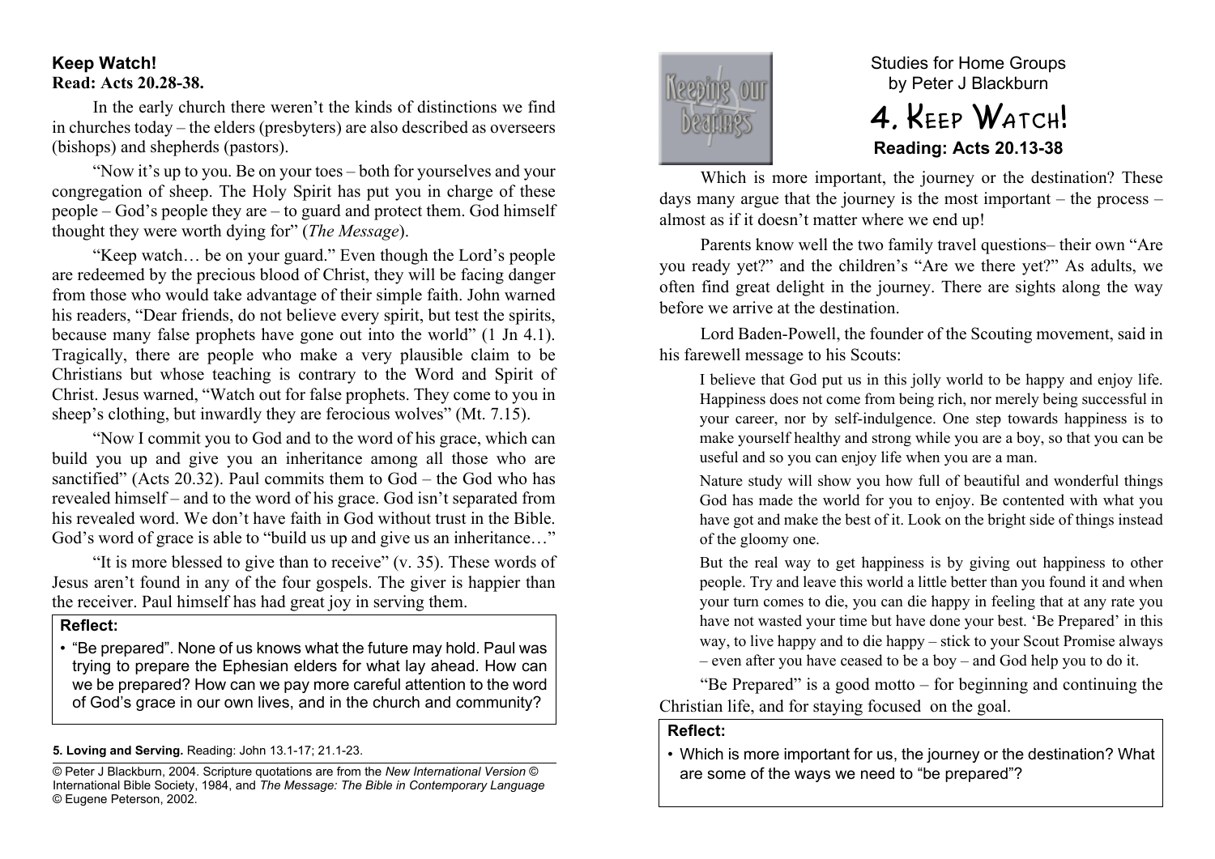Studies for Home Groups
by Peter J Blackburn

# 4. Keep Watch!

**Reading: Acts 20.13-38**

Which is more important, the journey or the destination? These days many argue that the journey is the most important – the process – almost as if it doesn't matter where we end up!

Parents know well the two family travel questions– their own "Are you ready yet?" and the children's "Are we there yet?" As adults, we often find great delight in the journey. There are sights along the way before we arrive at the destination.

Lord Baden-Powell, the founder of the Scouting movement, said in his farewell message to his Scouts:

> I believe that God put us in this jolly world to be happy and enjoy life. Happiness does not come from being rich, nor merely being successful in your career, nor by self-indulgence. One step towards happiness is to make yourself healthy and strong while you are a boy, so that you can be useful and so you can enjoy life when you are a man.
>
> Nature study will show you how full of beautiful and wonderful things God has made the world for you to enjoy. Be contented with what you have got and make the best of it. Look on the bright side of things instead of the gloomy one.
>
> But the real way to get happiness is by giving out happiness to other people. Try and leave this world a little better than you found it and when your turn comes to die, you can die happy in feeling that at any rate you have not wasted your time but have done your best. 'Be Prepared' in this way, to live happy and to die happy – stick to your Scout Promise always – even after you have ceased to be a boy – and God help you to do it.

"Be Prepared" is a good motto – for beginning and continuing the Christian life, and for staying focused on the goal.

**Reflect:**

- Which is more important for us, the journey or the destination? What are some of the ways we need to "be prepared"?

### Keep Watch!

**Read: Acts 20.28-38.**

In the early church there weren't the kinds of distinctions we find in churches today – the elders (presbyters) are also described as overseers (bishops) and shepherds (pastors).

"Now it's up to you. Be on your toes – both for yourselves and your congregation of sheep. The Holy Spirit has put you in charge of these people – God's people they are – to guard and protect them. God himself thought they were worth dying for" (*The Message*).

"Keep watch… be on your guard." Even though the Lord's people are redeemed by the precious blood of Christ, they will be facing danger from those who would take advantage of their simple faith. John warned his readers, "Dear friends, do not believe every spirit, but test the spirits, because many false prophets have gone out into the world" (1 Jn 4.1). Tragically, there are people who make a very plausible claim to be Christians but whose teaching is contrary to the Word and Spirit of Christ. Jesus warned, "Watch out for false prophets. They come to you in sheep's clothing, but inwardly they are ferocious wolves" (Mt. 7.15).

"Now I commit you to God and to the word of his grace, which can build you up and give you an inheritance among all those who are sanctified" (Acts 20.32). Paul commits them to God – the God who has revealed himself – and to the word of his grace. God isn't separated from his revealed word. We don't have faith in God without trust in the Bible. God's word of grace is able to "build us up and give us an inheritance…"

"It is more blessed to give than to receive" (v. 35). These words of Jesus aren't found in any of the four gospels. The giver is happier than the receiver. Paul himself has had great joy in serving them.

**Reflect:**

- "Be prepared". None of us knows what the future may hold. Paul was trying to prepare the Ephesian elders for what lay ahead. How can we be prepared? How can we pay more careful attention to the word of God's grace in our own lives, and in the church and community?

**5. Loving and Serving.** Reading: John 13.1-17; 21.1-23.

© Peter J Blackburn, 2004. Scripture quotations are from the *New International Version* © International Bible Society, 1984, and *The Message: The Bible in Contemporary Language* © Eugene Peterson, 2002.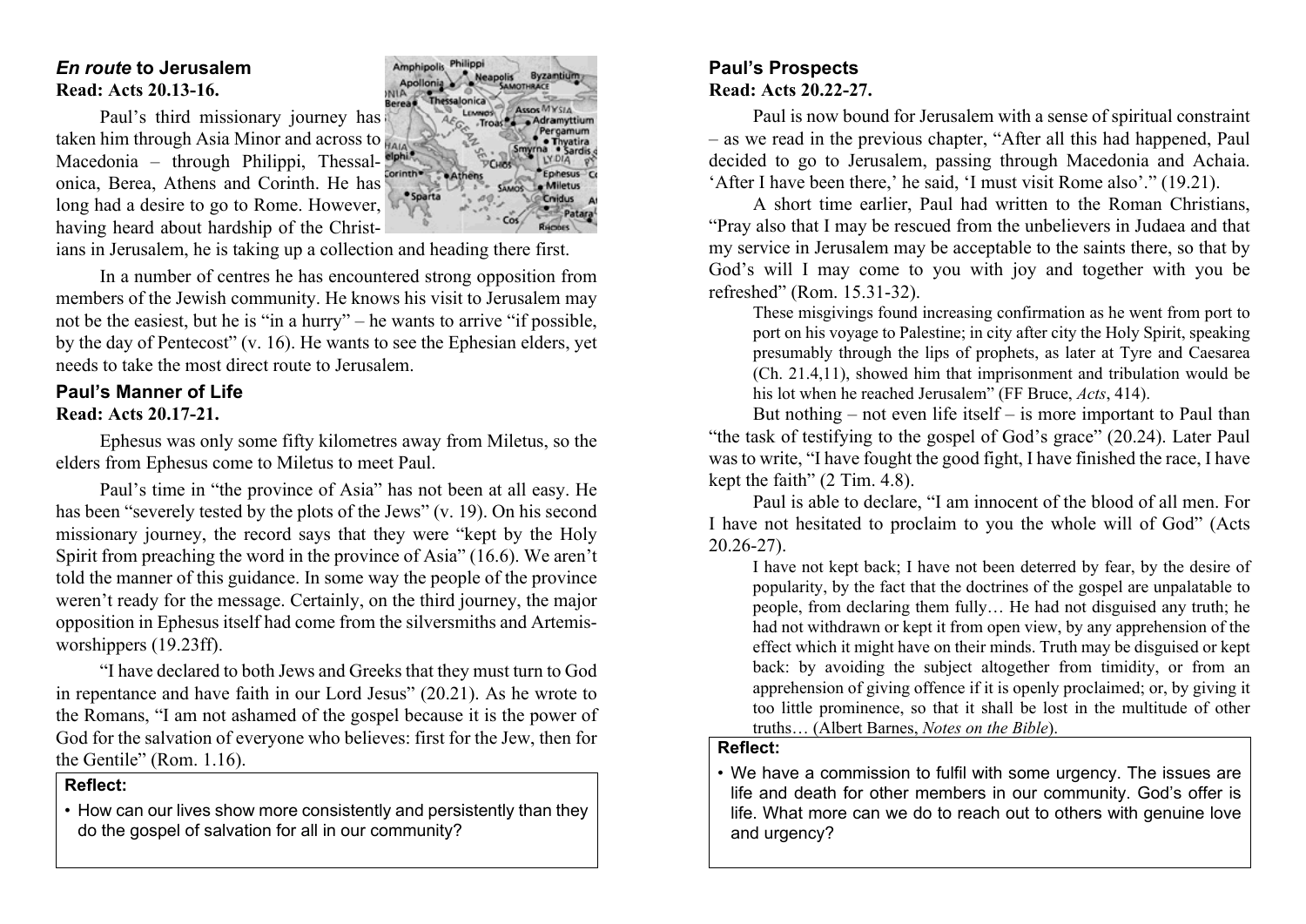## *En route* to Jerusalem

**Read: Acts 20.13-16.**

Paul's third missionary journey has taken him through Asia Minor and across to Macedonia – through Philippi, Thessalonica, Berea, Athens and Corinth. He has long had a desire to go to Rome. However, having heard about hardship of the Christians in Jerusalem, he is taking up a collection and heading there first.

In a number of centres he has encountered strong opposition from members of the Jewish community. He knows his visit to Jerusalem may not be the easiest, but he is "in a hurry" – he wants to arrive "if possible, by the day of Pentecost" (v. 16). He wants to see the Ephesian elders, yet needs to take the most direct route to Jerusalem.

## Paul's Manner of Life

**Read: Acts 20.17-21.**

Ephesus was only some fifty kilometres away from Miletus, so the elders from Ephesus come to Miletus to meet Paul.

Paul's time in "the province of Asia" has not been at all easy. He has been "severely tested by the plots of the Jews" (v. 19). On his second missionary journey, the record says that they were "kept by the Holy Spirit from preaching the word in the province of Asia" (16.6). We aren't told the manner of this guidance. In some way the people of the province weren't ready for the message. Certainly, on the third journey, the major opposition in Ephesus itself had come from the silversmiths and Artemis-worshippers (19.23ff).

"I have declared to both Jews and Greeks that they must turn to God in repentance and have faith in our Lord Jesus" (20.21). As he wrote to the Romans, "I am not ashamed of the gospel because it is the power of God for the salvation of everyone who believes: first for the Jew, then for the Gentile" (Rom. 1.16).

**Reflect:**

- How can our lives show more consistently and persistently than they do the gospel of salvation for all in our community?

## Paul's Prospects

**Read: Acts 20.22-27.**

Paul is now bound for Jerusalem with a sense of spiritual constraint – as we read in the previous chapter, "After all this had happened, Paul decided to go to Jerusalem, passing through Macedonia and Achaia. 'After I have been there,' he said, 'I must visit Rome also'." (19.21).

A short time earlier, Paul had written to the Roman Christians, "Pray also that I may be rescued from the unbelievers in Judaea and that my service in Jerusalem may be acceptable to the saints there, so that by God's will I may come to you with joy and together with you be refreshed" (Rom. 15.31-32).

> These misgivings found increasing confirmation as he went from port to port on his voyage to Palestine; in city after city the Holy Spirit, speaking presumably through the lips of prophets, as later at Tyre and Caesarea (Ch. 21.4,11), showed him that imprisonment and tribulation would be his lot when he reached Jerusalem" (FF Bruce, *Acts*, 414).

But nothing – not even life itself – is more important to Paul than "the task of testifying to the gospel of God's grace" (20.24). Later Paul was to write, "I have fought the good fight, I have finished the race, I have kept the faith" (2 Tim. 4.8).

Paul is able to declare, "I am innocent of the blood of all men. For I have not hesitated to proclaim to you the whole will of God" (Acts 20.26-27).

> I have not kept back; I have not been deterred by fear, by the desire of popularity, by the fact that the doctrines of the gospel are unpalatable to people, from declaring them fully… He had not disguised any truth; he had not withdrawn or kept it from open view, by any apprehension of the effect which it might have on their minds. Truth may be disguised or kept back: by avoiding the subject altogether from timidity, or from an apprehension of giving offence if it is openly proclaimed; or, by giving it too little prominence, so that it shall be lost in the multitude of other truths… (Albert Barnes, *Notes on the Bible*).

**Reflect:**

- We have a commission to fulfil with some urgency. The issues are life and death for other members in our community. God's offer is life. What more can we do to reach out to others with genuine love and urgency?